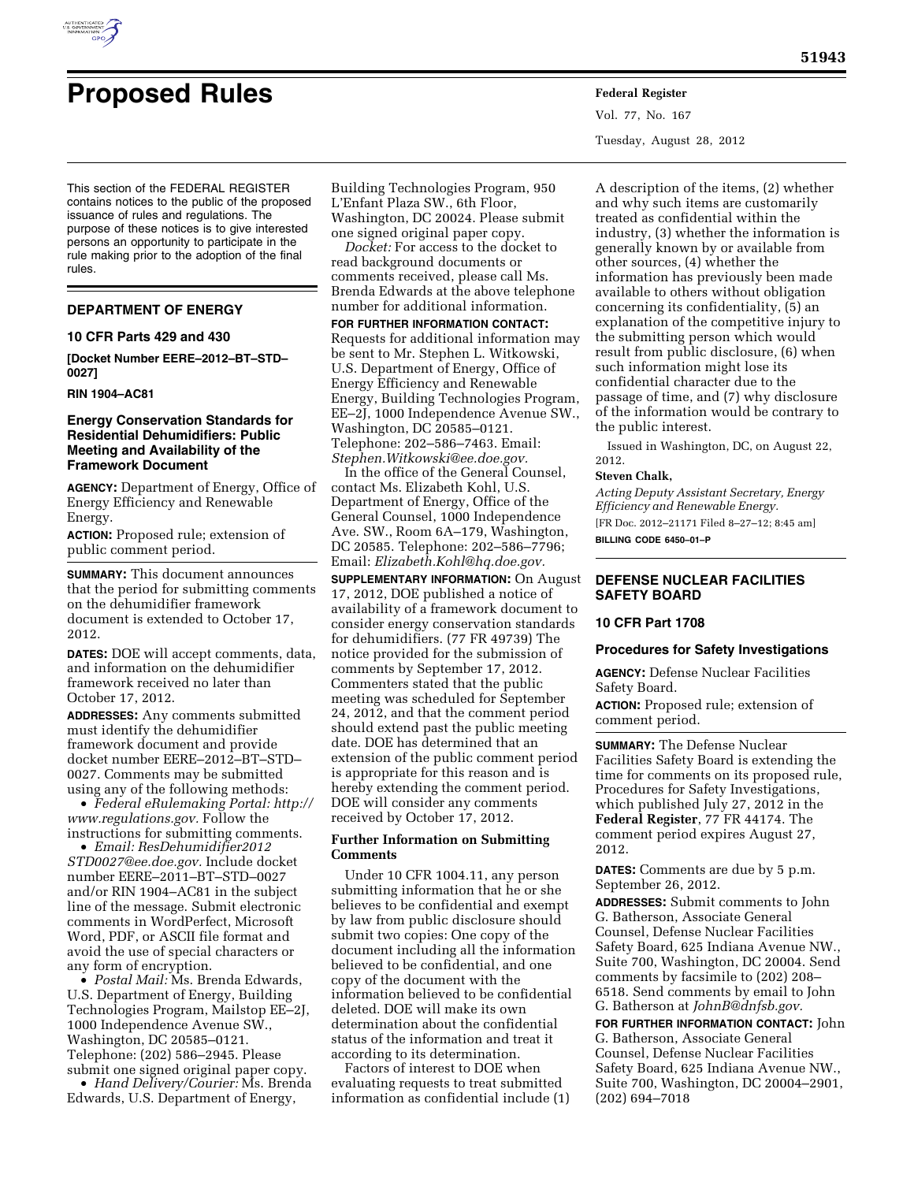# Proposed Rules

This section of the FEDERAL REGISTER contains notices to the public of the proposed issuance of rules and regulations. The purpose of these notices is to give interested persons an opportunity to participate in the rule making prior to the adoption of the final rules.

## DEPARTMENT OF ENERGY

### 10 CFR Parts 429 and 430

**[Docket Number EERE–2012–BT–STD–0027]**

**RIN 1904–AC81**

### Energy Conservation Standards for Residential Dehumidifiers: Public Meeting and Availability of the Framework Document

**AGENCY:** Department of Energy, Office of Energy Efficiency and Renewable Energy.

**ACTION:** Proposed rule; extension of public comment period.

**SUMMARY:** This document announces that the period for submitting comments on the dehumidifier framework document is extended to October 17, 2012.

**DATES:** DOE will accept comments, data, and information on the dehumidifier framework received no later than October 17, 2012.

**ADDRESSES:** Any comments submitted must identify the dehumidifier framework document and provide docket number EERE–2012–BT–STD–0027. Comments may be submitted using any of the following methods:

- *Federal eRulemaking Portal: http://www.regulations.gov.* Follow the instructions for submitting comments.
- *Email: ResDehumidifier2012STD0027@ee.doe.gov.* Include docket number EERE–2011–BT–STD–0027 and/or RIN 1904–AC81 in the subject line of the message. Submit electronic comments in WordPerfect, Microsoft Word, PDF, or ASCII file format and avoid the use of special characters or any form of encryption.
- *Postal Mail:* Ms. Brenda Edwards, U.S. Department of Energy, Building Technologies Program, Mailstop EE–2J, 1000 Independence Avenue SW., Washington, DC 20585–0121. Telephone: (202) 586–2945. Please submit one signed original paper copy.
- *Hand Delivery/Courier:* Ms. Brenda Edwards, U.S. Department of Energy, Building Technologies Program, 950 L'Enfant Plaza SW., 6th Floor, Washington, DC 20024. Please submit one signed original paper copy.

*Docket:* For access to the docket to read background documents or comments received, please call Ms. Brenda Edwards at the above telephone number for additional information.

**FOR FURTHER INFORMATION CONTACT:** Requests for additional information may be sent to Mr. Stephen L. Witkowski, U.S. Department of Energy, Office of Energy Efficiency and Renewable Energy, Building Technologies Program, EE–2J, 1000 Independence Avenue SW., Washington, DC 20585–0121. Telephone: 202–586–7463. Email: *Stephen.Witkowski@ee.doe.gov.*

In the office of the General Counsel, contact Ms. Elizabeth Kohl, U.S. Department of Energy, Office of the General Counsel, 1000 Independence Ave. SW., Room 6A–179, Washington, DC 20585. Telephone: 202–586–7796; Email: *Elizabeth.Kohl@hq.doe.gov.*

**SUPPLEMENTARY INFORMATION:** On August 17, 2012, DOE published a notice of availability of a framework document to consider energy conservation standards for dehumidifiers. (77 FR 49739) The notice provided for the submission of comments by September 17, 2012. Commenters stated that the public meeting was scheduled for September 24, 2012, and that the comment period should extend past the public meeting date. DOE has determined that an extension of the public comment period is appropriate for this reason and is hereby extending the comment period. DOE will consider any comments received by October 17, 2012.

#### Further Information on Submitting Comments

Under 10 CFR 1004.11, any person submitting information that he or she believes to be confidential and exempt by law from public disclosure should submit two copies: One copy of the document including all the information believed to be confidential, and one copy of the document with the information believed to be confidential deleted. DOE will make its own determination about the confidential status of the information and treat it according to its determination.

Factors of interest to DOE when evaluating requests to treat submitted information as confidential include (1) A description of the items, (2) whether and why such items are customarily treated as confidential within the industry, (3) whether the information is generally known by or available from other sources, (4) whether the information has previously been made available to others without obligation concerning its confidentiality, (5) an explanation of the competitive injury to the submitting person which would result from public disclosure, (6) when such information might lose its confidential character due to the passage of time, and (7) why disclosure of the information would be contrary to the public interest.

Issued in Washington, DC, on August 22, 2012.

**Steven Chalk,**

*Acting Deputy Assistant Secretary, Energy Efficiency and Renewable Energy.*

[FR Doc. 2012–21171 Filed 8–27–12; 8:45 am]

**BILLING CODE 6450–01–P**

## DEFENSE NUCLEAR FACILITIES SAFETY BOARD

### 10 CFR Part 1708

### Procedures for Safety Investigations

**AGENCY:** Defense Nuclear Facilities Safety Board.

**ACTION:** Proposed rule; extension of comment period.

**SUMMARY:** The Defense Nuclear Facilities Safety Board is extending the time for comments on its proposed rule, Procedures for Safety Investigations, which published July 27, 2012 in the **Federal Register**, 77 FR 44174. The comment period expires August 27, 2012.

**DATES:** Comments are due by 5 p.m. September 26, 2012.

**ADDRESSES:** Submit comments to John G. Batherson, Associate General Counsel, Defense Nuclear Facilities Safety Board, 625 Indiana Avenue NW., Suite 700, Washington, DC 20004. Send comments by facsimile to (202) 208–6518. Send comments by email to John G. Batherson at *JohnB@dnfsb.gov.*

**FOR FURTHER INFORMATION CONTACT:** John G. Batherson, Associate General Counsel, Defense Nuclear Facilities Safety Board, 625 Indiana Avenue NW., Suite 700, Washington, DC 20004–2901, (202) 694–7018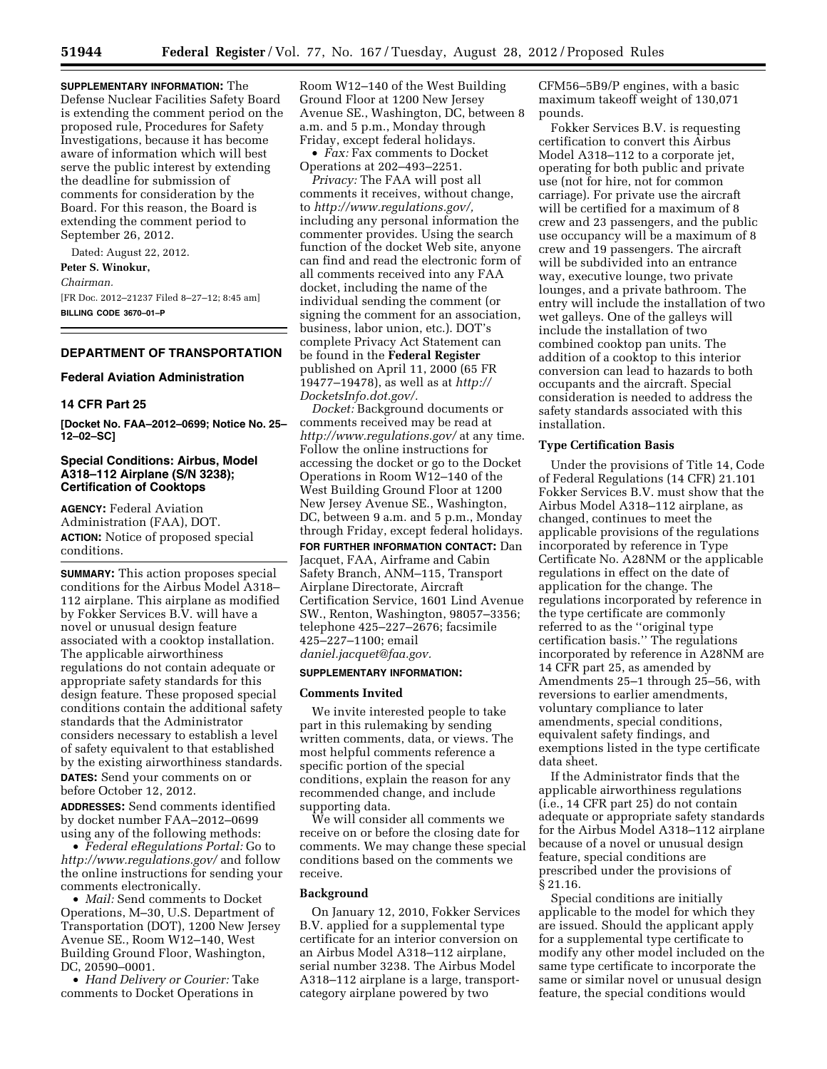**SUPPLEMENTARY INFORMATION:** The Defense Nuclear Facilities Safety Board is extending the comment period on the proposed rule, Procedures for Safety Investigations, because it has become aware of information which will best serve the public interest by extending the deadline for submission of comments for consideration by the Board. For this reason, the Board is extending the comment period to September 26, 2012.

Dated: August 22, 2012.

**Peter S. Winokur,**

*Chairman.*

[FR Doc. 2012–21237 Filed 8–27–12; 8:45 am]

**BILLING CODE 3670–01–P**

---

## DEPARTMENT OF TRANSPORTATION

### Federal Aviation Administration

### 14 CFR Part 25

**[Docket No. FAA–2012–0699; Notice No. 25–12–02–SC]**

### Special Conditions: Airbus, Model A318–112 Airplane (S/N 3238); Certification of Cooktops

**AGENCY:** Federal Aviation Administration (FAA), DOT.

**ACTION:** Notice of proposed special conditions.

**SUMMARY:** This action proposes special conditions for the Airbus Model A318–112 airplane. This airplane as modified by Fokker Services B.V. will have a novel or unusual design feature associated with a cooktop installation. The applicable airworthiness regulations do not contain adequate or appropriate safety standards for this design feature. These proposed special conditions contain the additional safety standards that the Administrator considers necessary to establish a level of safety equivalent to that established by the existing airworthiness standards.

**DATES:** Send your comments on or before October 12, 2012.

**ADDRESSES:** Send comments identified by docket number FAA–2012–0699 using any of the following methods:

- *Federal eRegulations Portal:* Go to *http://www.regulations.gov/* and follow the online instructions for sending your comments electronically.
- *Mail:* Send comments to Docket Operations, M–30, U.S. Department of Transportation (DOT), 1200 New Jersey Avenue SE., Room W12–140, West Building Ground Floor, Washington, DC, 20590–0001.
- *Hand Delivery or Courier:* Take comments to Docket Operations in Room W12–140 of the West Building Ground Floor at 1200 New Jersey Avenue SE., Washington, DC, between 8 a.m. and 5 p.m., Monday through Friday, except federal holidays.
- *Fax:* Fax comments to Docket Operations at 202–493–2251.

*Privacy:* The FAA will post all comments it receives, without change, to *http://www.regulations.gov/,* including any personal information the commenter provides. Using the search function of the docket Web site, anyone can find and read the electronic form of all comments received into any FAA docket, including the name of the individual sending the comment (or signing the comment for an association, business, labor union, etc.). DOT's complete Privacy Act Statement can be found in the **Federal Register** published on April 11, 2000 (65 FR 19477–19478), as well as at *http://DocketsInfo.dot.gov/.*

*Docket:* Background documents or comments received may be read at *http://www.regulations.gov/* at any time. Follow the online instructions for accessing the docket or go to the Docket Operations in Room W12–140 of the West Building Ground Floor at 1200 New Jersey Avenue SE., Washington, DC, between 9 a.m. and 5 p.m., Monday through Friday, except federal holidays.

**FOR FURTHER INFORMATION CONTACT:** Dan Jacquet, FAA, Airframe and Cabin Safety Branch, ANM–115, Transport Airplane Directorate, Aircraft Certification Service, 1601 Lind Avenue SW., Renton, Washington, 98057–3356; telephone 425–227–2676; facsimile 425–227–1100; email *daniel.jacquet@faa.gov.*

**SUPPLEMENTARY INFORMATION:**

#### Comments Invited

We invite interested people to take part in this rulemaking by sending written comments, data, or views. The most helpful comments reference a specific portion of the special conditions, explain the reason for any recommended change, and include supporting data.

We will consider all comments we receive on or before the closing date for comments. We may change these special conditions based on the comments we receive.

#### Background

On January 12, 2010, Fokker Services B.V. applied for a supplemental type certificate for an interior conversion on an Airbus Model A318–112 airplane, serial number 3238. The Airbus Model A318–112 airplane is a large, transport-category airplane powered by two CFM56–5B9/P engines, with a basic maximum takeoff weight of 130,071 pounds.

Fokker Services B.V. is requesting certification to convert this Airbus Model A318–112 to a corporate jet, operating for both public and private use (not for hire, not for common carriage). For private use the aircraft will be certified for a maximum of 8 crew and 23 passengers, and the public use occupancy will be a maximum of 8 crew and 19 passengers. The aircraft will be subdivided into an entrance way, executive lounge, two private lounges, and a private bathroom. The entry will include the installation of two wet galleys. One of the galleys will include the installation of two combined cooktop pan units. The addition of a cooktop to this interior conversion can lead to hazards to both occupants and the aircraft. Special consideration is needed to address the safety standards associated with this installation.

#### Type Certification Basis

Under the provisions of Title 14, Code of Federal Regulations (14 CFR) 21.101 Fokker Services B.V. must show that the Airbus Model A318–112 airplane, as changed, continues to meet the applicable provisions of the regulations incorporated by reference in Type Certificate No. A28NM or the applicable regulations in effect on the date of application for the change. The regulations incorporated by reference in the type certificate are commonly referred to as the ''original type certification basis.'' The regulations incorporated by reference in A28NM are 14 CFR part 25, as amended by Amendments 25–1 through 25–56, with reversions to earlier amendments, voluntary compliance to later amendments, special conditions, equivalent safety findings, and exemptions listed in the type certificate data sheet.

If the Administrator finds that the applicable airworthiness regulations (i.e., 14 CFR part 25) do not contain adequate or appropriate safety standards for the Airbus Model A318–112 airplane because of a novel or unusual design feature, special conditions are prescribed under the provisions of § 21.16.

Special conditions are initially applicable to the model for which they are issued. Should the applicant apply for a supplemental type certificate to modify any other model included on the same type certificate to incorporate the same or similar novel or unusual design feature, the special conditions would